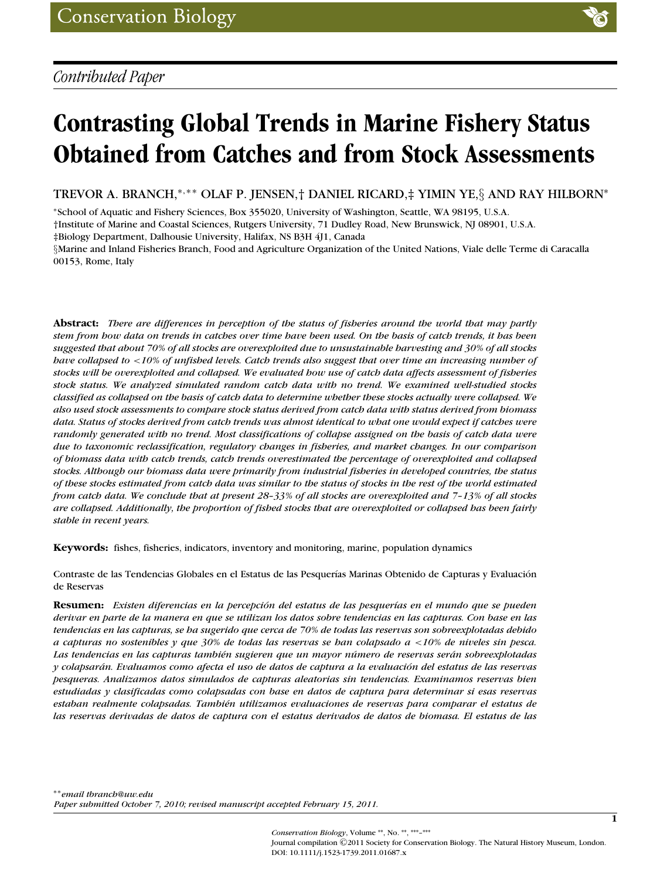*Contributed Paper*

# Contrasting Global Trends in Marine Fishery Status Obtained from Catches and from Stock Assessments

TREVOR A. BRANCH,[∗,∗∗] OLAF P. JENSEN,[†] DANIEL RICARD,[‡] YIMIN YE,[§] AND RAY HILBORN[∗]

[∗]School of Aquatic and Fishery Sciences, Box 355020, University of Washington, Seattle, WA 98195, U.S.A.
[†]Institute of Marine and Coastal Sciences, Rutgers University, 71 Dudley Road, New Brunswick, NJ 08901, U.S.A.
[‡]Biology Department, Dalhousie University, Halifax, NS B3H 4J1, Canada
[§]Marine and Inland Fisheries Branch, Food and Agriculture Organization of the United Nations, Viale delle Terme di Caracalla 00153, Rome, Italy

**Abstract:** *There are differences in perception of the status of fisheries around the world that may partly stem from how data on trends in catches over time have been used. On the basis of catch trends, it has been suggested that about 70% of all stocks are overexploited due to unsustainable harvesting and 30% of all stocks have collapsed to <10% of unfished levels. Catch trends also suggest that over time an increasing number of stocks will be overexploited and collapsed. We evaluated how use of catch data affects assessment of fisheries stock status. We analyzed simulated random catch data with no trend. We examined well-studied stocks classified as collapsed on the basis of catch data to determine whether these stocks actually were collapsed. We also used stock assessments to compare stock status derived from catch data with status derived from biomass data. Status of stocks derived from catch trends was almost identical to what one would expect if catches were randomly generated with no trend. Most classifications of collapse assigned on the basis of catch data were due to taxonomic reclassification, regulatory changes in fisheries, and market changes. In our comparison of biomass data with catch trends, catch trends overestimated the percentage of overexploited and collapsed stocks. Although our biomass data were primarily from industrial fisheries in developed countries, the status of these stocks estimated from catch data was similar to the status of stocks in the rest of the world estimated from catch data. We conclude that at present 28–33% of all stocks are overexploited and 7–13% of all stocks are collapsed. Additionally, the proportion of fished stocks that are overexploited or collapsed has been fairly stable in recent years.*

**Keywords:** fishes, fisheries, indicators, inventory and monitoring, marine, population dynamics

Contraste de las Tendencias Globales en el Estatus de las Pesquerías Marinas Obtenido de Capturas y Evaluación de Reservas

**Resumen:** *Existen diferencias en la percepción del estatus de las pesquerías en el mundo que se pueden derivar en parte de la manera en que se utilizan los datos sobre tendencias en las capturas. Con base en las tendencias en las capturas, se ha sugerido que cerca de 70% de todas las reservas son sobreexplotadas debido a capturas no sostenibles y que 30% de todas las reservas se han colapsado a <10% de niveles sin pesca. Las tendencias en las capturas también sugieren que un mayor número de reservas serán sobreexplotadas y colapsarán. Evaluamos como afecta el uso de datos de captura a la evaluación del estatus de las reservas pesqueras. Analizamos datos simulados de capturas aleatorias sin tendencias. Examinamos reservas bien estudiadas y clasificadas como colapsadas con base en datos de captura para determinar si esas reservas estaban realmente colapsadas. También utilizamos evaluaciones de reservas para comparar el estatus de las reservas derivadas de datos de captura con el estatus derivados de datos de biomasa. El estatus de las*

[∗∗]*email tbranch@uw.edu*
*Paper submitted October 7, 2010; revised manuscript accepted February 15, 2011.*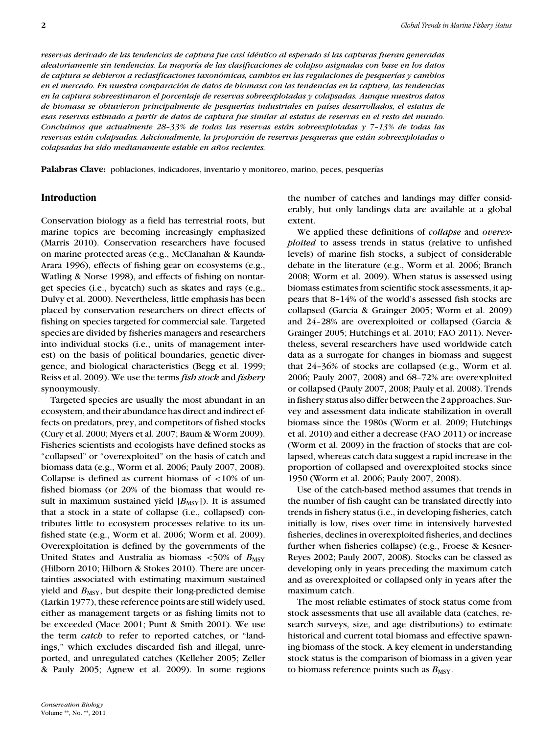*reservas derivado de las tendencias de captura fue casi idéntico al esperado si las capturas fueran generadas aleatoriamente sin tendencias. La mayoría de las clasificaciones de colapso asignadas con base en los datos de captura se debieron a reclasificaciones taxonómicas, cambios en las regulaciones de pesquerías y cambios en el mercado. En nuestra comparación de datos de biomasa con las tendencias en la captura, las tendencias en la captura sobreestimaron el porcentaje de reservas sobreexplotadas y colapsadas. Aunque nuestros datos de biomasa se obtuvieron principalmente de pesquerías industriales en países desarrollados, el estatus de esas reservas estimado a partir de datos de captura fue similar al estatus de reservas en el resto del mundo. Concluimos que actualmente 28–33% de todas las reservas están sobreexplotadas y 7–13% de todas las reservas están colapsadas. Adicionalmente, la proporción de reservas pesqueras que están sobreexplotadas o colapsadas ha sido medianamente estable en años recientes.*

**Palabras Clave:** poblaciones, indicadores, inventario y monitoreo, marino, peces, pesquerías

## Introduction

Conservation biology as a field has terrestrial roots, but marine topics are becoming increasingly emphasized (Marris 2010). Conservation researchers have focused on marine protected areas (e.g., McClanahan & Kaunda-Arara 1996), effects of fishing gear on ecosystems (e.g., Watling & Norse 1998), and effects of fishing on nontarget species (i.e., bycatch) such as skates and rays (e.g., Dulvy et al. 2000). Nevertheless, little emphasis has been placed by conservation researchers on direct effects of fishing on species targeted for commercial sale. Targeted species are divided by fisheries managers and researchers into individual stocks (i.e., units of management interest) on the basis of political boundaries, genetic divergence, and biological characteristics (Begg et al. 1999; Reiss et al. 2009). We use the terms *fish stock* and *fishery* synonymously.

Targeted species are usually the most abundant in an ecosystem, and their abundance has direct and indirect effects on predators, prey, and competitors of fished stocks (Cury et al. 2000; Myers et al. 2007; Baum & Worm 2009). Fisheries scientists and ecologists have defined stocks as "collapsed" or "overexploited" on the basis of catch and biomass data (e.g., Worm et al. 2006; Pauly 2007, 2008). Collapse is defined as current biomass of <10% of unfished biomass (or 20% of the biomass that would result in maximum sustained yield [$B_{MSY}$]). It is assumed that a stock in a state of collapse (i.e., collapsed) contributes little to ecosystem processes relative to its unfished state (e.g., Worm et al. 2006; Worm et al. 2009). Overexploitation is defined by the governments of the United States and Australia as biomass <50% of $B_{MSY}$ (Hilborn 2010; Hilborn & Stokes 2010). There are uncertainties associated with estimating maximum sustained yield and $B_{MSY}$, but despite their long-predicted demise (Larkin 1977), these reference points are still widely used, either as management targets or as fishing limits not to be exceeded (Mace 2001; Punt & Smith 2001). We use the term *catch* to refer to reported catches, or "landings," which excludes discarded fish and illegal, unreported, and unregulated catches (Kelleher 2005; Zeller & Pauly 2005; Agnew et al. 2009). In some regions the number of catches and landings may differ considerably, but only landings data are available at a global extent.

We applied these definitions of *collapse* and *overexploited* to assess trends in status (relative to unfished levels) of marine fish stocks, a subject of considerable debate in the literature (e.g., Worm et al. 2006; Branch 2008; Worm et al. 2009). When status is assessed using biomass estimates from scientific stock assessments, it appears that 8–14% of the world's assessed fish stocks are collapsed (Garcia & Grainger 2005; Worm et al. 2009) and 24–28% are overexploited or collapsed (Garcia & Grainger 2005; Hutchings et al. 2010; FAO 2011). Nevertheless, several researchers have used worldwide catch data as a surrogate for changes in biomass and suggest that 24–36% of stocks are collapsed (e.g., Worm et al. 2006; Pauly 2007, 2008) and 68–72% are overexploited or collapsed (Pauly 2007, 2008; Pauly et al. 2008). Trends in fishery status also differ between the 2 approaches. Survey and assessment data indicate stabilization in overall biomass since the 1980s (Worm et al. 2009; Hutchings et al. 2010) and either a decrease (FAO 2011) or increase (Worm et al. 2009) in the fraction of stocks that are collapsed, whereas catch data suggest a rapid increase in the proportion of collapsed and overexploited stocks since 1950 (Worm et al. 2006; Pauly 2007, 2008).

Use of the catch-based method assumes that trends in the number of fish caught can be translated directly into trends in fishery status (i.e., in developing fisheries, catch initially is low, rises over time in intensively harvested fisheries, declines in overexploited fisheries, and declines further when fisheries collapse) (e.g., Froese & Kesner-Reyes 2002; Pauly 2007, 2008). Stocks can be classed as developing only in years preceding the maximum catch and as overexploited or collapsed only in years after the maximum catch.

The most reliable estimates of stock status come from stock assessments that use all available data (catches, research surveys, size, and age distributions) to estimate historical and current total biomass and effective spawning biomass of the stock. A key element in understanding stock status is the comparison of biomass in a given year to biomass reference points such as $B_{MSY}$.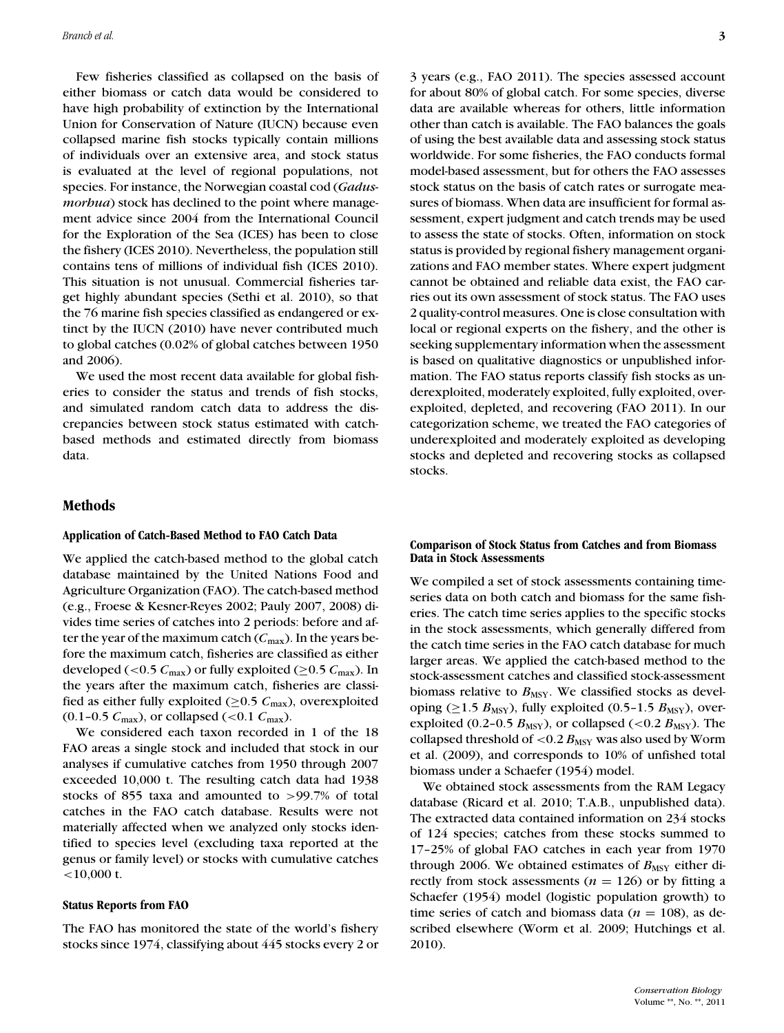Few fisheries classified as collapsed on the basis of either biomass or catch data would be considered to have high probability of extinction by the International Union for Conservation of Nature (IUCN) because even collapsed marine fish stocks typically contain millions of individuals over an extensive area, and stock status is evaluated at the level of regional populations, not species. For instance, the Norwegian coastal cod (*Gadus morhua*) stock has declined to the point where management advice since 2004 from the International Council for the Exploration of the Sea (ICES) has been to close the fishery (ICES 2010). Nevertheless, the population still contains tens of millions of individual fish (ICES 2010). This situation is not unusual. Commercial fisheries target highly abundant species (Sethi et al. 2010), so that the 76 marine fish species classified as endangered or extinct by the IUCN (2010) have never contributed much to global catches (0.02% of global catches between 1950 and 2006).

We used the most recent data available for global fisheries to consider the status and trends of fish stocks, and simulated random catch data to address the discrepancies between stock status estimated with catch-based methods and estimated directly from biomass data.

## Methods

### Application of Catch-Based Method to FAO Catch Data

We applied the catch-based method to the global catch database maintained by the United Nations Food and Agriculture Organization (FAO). The catch-based method (e.g., Froese & Kesner-Reyes 2002; Pauly 2007, 2008) divides time series of catches into 2 periods: before and after the year of the maximum catch ($C_{\max}$). In the years before the maximum catch, fisheries are classified as either developed ($<0.5\ C_{\max}$) or fully exploited ($\geq 0.5\ C_{\max}$). In the years after the maximum catch, fisheries are classified as either fully exploited ($\geq 0.5\ C_{\max}$), overexploited ($0.1$–$0.5\ C_{\max}$), or collapsed ($<0.1\ C_{\max}$).

We considered each taxon recorded in 1 of the 18 FAO areas a single stock and included that stock in our analyses if cumulative catches from 1950 through 2007 exceeded 10,000 t. The resulting catch data had 1938 stocks of 855 taxa and amounted to >99.7% of total catches in the FAO catch database. Results were not materially affected when we analyzed only stocks identified to species level (excluding taxa reported at the genus or family level) or stocks with cumulative catches <10,000 t.

### Status Reports from FAO

The FAO has monitored the state of the world's fishery stocks since 1974, classifying about 445 stocks every 2 or 3 years (e.g., FAO 2011). The species assessed account for about 80% of global catch. For some species, diverse data are available whereas for others, little information other than catch is available. The FAO balances the goals of using the best available data and assessing stock status worldwide. For some fisheries, the FAO conducts formal model-based assessment, but for others the FAO assesses stock status on the basis of catch rates or surrogate measures of biomass. When data are insufficient for formal assessment, expert judgment and catch trends may be used to assess the state of stocks. Often, information on stock status is provided by regional fishery management organizations and FAO member states. Where expert judgment cannot be obtained and reliable data exist, the FAO carries out its own assessment of stock status. The FAO uses 2 quality-control measures. One is close consultation with local or regional experts on the fishery, and the other is seeking supplementary information when the assessment is based on qualitative diagnostics or unpublished information. The FAO status reports classify fish stocks as underexploited, moderately exploited, fully exploited, overexploited, depleted, and recovering (FAO 2011). In our categorization scheme, we treated the FAO categories of underexploited and moderately exploited as developing stocks and depleted and recovering stocks as collapsed stocks.

### Comparison of Stock Status from Catches and from Biomass Data in Stock Assessments

We compiled a set of stock assessments containing time-series data on both catch and biomass for the same fisheries. The catch time series applies to the specific stocks in the stock assessments, which generally differed from the catch time series in the FAO catch database for much larger areas. We applied the catch-based method to the stock-assessment catches and classified stock-assessment biomass relative to $B_{\mathrm{MSY}}$. We classified stocks as developing ($\geq 1.5\ B_{\mathrm{MSY}}$), fully exploited ($0.5$–$1.5\ B_{\mathrm{MSY}}$), overexploited ($0.2$–$0.5\ B_{\mathrm{MSY}}$), or collapsed ($<0.2\ B_{\mathrm{MSY}}$). The collapsed threshold of $<0.2\ B_{\mathrm{MSY}}$ was also used by Worm et al. (2009), and corresponds to 10% of unfished total biomass under a Schaefer (1954) model.

We obtained stock assessments from the RAM Legacy database (Ricard et al. 2010; T.A.B., unpublished data). The extracted data contained information on 234 stocks of 124 species; catches from these stocks summed to 17–25% of global FAO catches in each year from 1970 through 2006. We obtained estimates of $B_{\mathrm{MSY}}$ either directly from stock assessments ($n = 126$) or by fitting a Schaefer (1954) model (logistic population growth) to time series of catch and biomass data ($n = 108$), as described elsewhere (Worm et al. 2009; Hutchings et al. 2010).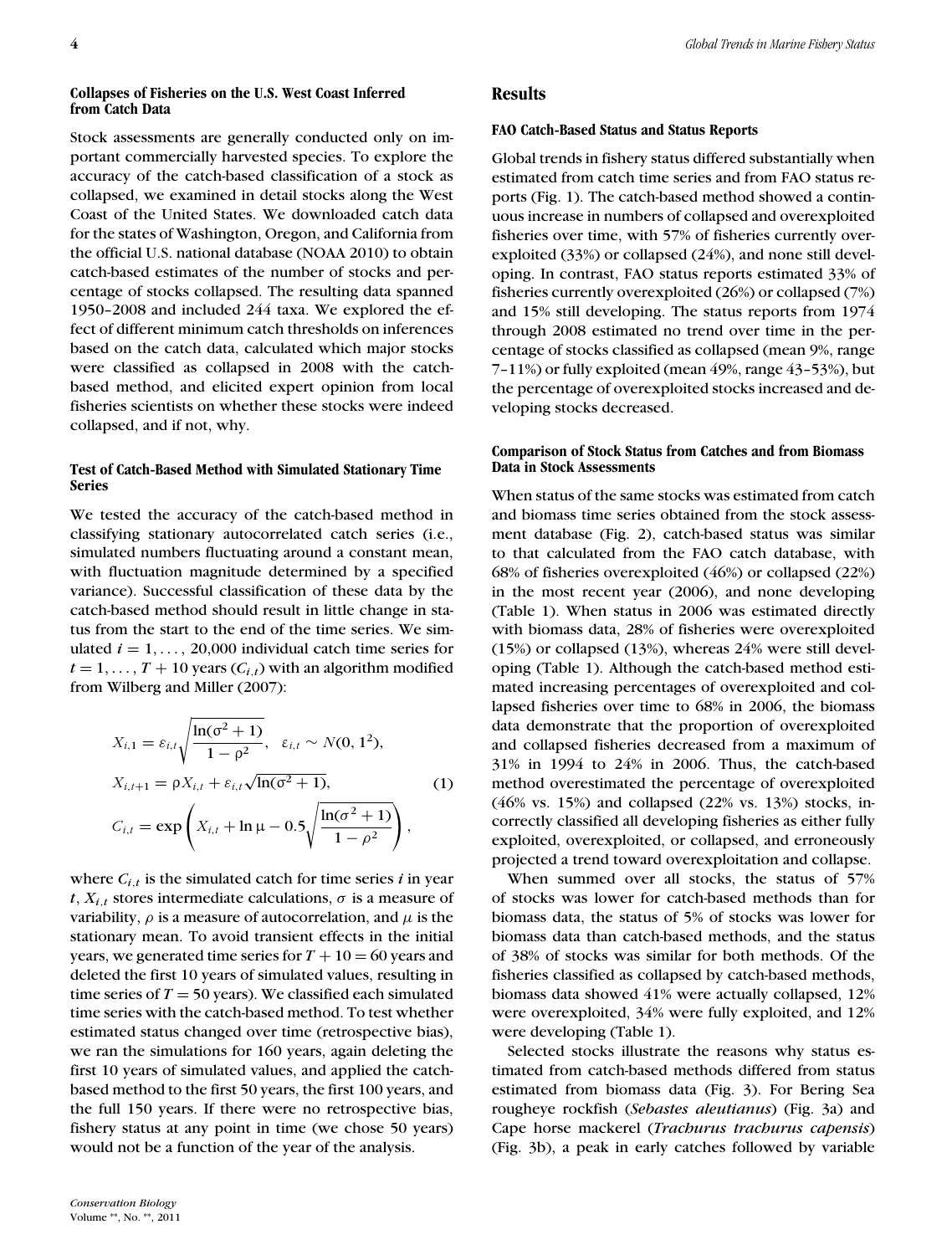### Collapses of Fisheries on the U.S. West Coast Inferred from Catch Data

Stock assessments are generally conducted only on important commercially harvested species. To explore the accuracy of the catch-based classification of a stock as collapsed, we examined in detail stocks along the West Coast of the United States. We downloaded catch data for the states of Washington, Oregon, and California from the official U.S. national database (NOAA 2010) to obtain catch-based estimates of the number of stocks and percentage of stocks collapsed. The resulting data spanned 1950–2008 and included 244 taxa. We explored the effect of different minimum catch thresholds on inferences based on the catch data, calculated which major stocks were classified as collapsed in 2008 with the catch-based method, and elicited expert opinion from local fisheries scientists on whether these stocks were indeed collapsed, and if not, why.

### Test of Catch-Based Method with Simulated Stationary Time Series

We tested the accuracy of the catch-based method in classifying stationary autocorrelated catch series (i.e., simulated numbers fluctuating around a constant mean, with fluctuation magnitude determined by a specified variance). Successful classification of these data by the catch-based method should result in little change in status from the start to the end of the time series. We simulated $i = 1, \ldots, 20{,}000$ individual catch time series for $t = 1, \ldots, T + 10$ years ($C_{i,t}$) with an algorithm modified from Wilberg and Miller (2007):

$$
\begin{aligned}
X_{i,1} &= \varepsilon_{i,t}\sqrt{\frac{\ln(\sigma^2+1)}{1-\rho^2}}, \quad \varepsilon_{i,t} \sim N(0, 1^2),\\
X_{i,t+1} &= \rho X_{i,t} + \varepsilon_{i,t}\sqrt{\ln(\sigma^2+1)}, \qquad (1)\\
C_{i,t} &= \exp\left(X_{i,t} + \ln\mu - 0.5\sqrt{\frac{\ln(\sigma^2+1)}{1-\rho^2}}\right),
\end{aligned}
$$

where $C_{i,t}$ is the simulated catch for time series $i$ in year $t$, $X_{i,t}$ stores intermediate calculations, $\sigma$ is a measure of variability, $\rho$ is a measure of autocorrelation, and $\mu$ is the stationary mean. To avoid transient effects in the initial years, we generated time series for $T + 10 = 60$ years and deleted the first 10 years of simulated values, resulting in time series of $T = 50$ years). We classified each simulated time series with the catch-based method. To test whether estimated status changed over time (retrospective bias), we ran the simulations for 160 years, again deleting the first 10 years of simulated values, and applied the catch-based method to the first 50 years, the first 100 years, and the full 150 years. If there were no retrospective bias, fishery status at any point in time (we chose 50 years) would not be a function of the year of the analysis.

## Results

### FAO Catch-Based Status and Status Reports

Global trends in fishery status differed substantially when estimated from catch time series and from FAO status reports (Fig. 1). The catch-based method showed a continuous increase in numbers of collapsed and overexploited fisheries over time, with 57% of fisheries currently overexploited (33%) or collapsed (24%), and none still developing. In contrast, FAO status reports estimated 33% of fisheries currently overexploited (26%) or collapsed (7%) and 15% still developing. The status reports from 1974 through 2008 estimated no trend over time in the percentage of stocks classified as collapsed (mean 9%, range 7–11%) or fully exploited (mean 49%, range 43–53%), but the percentage of overexploited stocks increased and developing stocks decreased.

### Comparison of Stock Status from Catches and from Biomass Data in Stock Assessments

When status of the same stocks was estimated from catch and biomass time series obtained from the stock assessment database (Fig. 2), catch-based status was similar to that calculated from the FAO catch database, with 68% of fisheries overexploited (46%) or collapsed (22%) in the most recent year (2006), and none developing (Table 1). When status in 2006 was estimated directly with biomass data, 28% of fisheries were overexploited (15%) or collapsed (13%), whereas 24% were still developing (Table 1). Although the catch-based method estimated increasing percentages of overexploited and collapsed fisheries over time to 68% in 2006, the biomass data demonstrate that the proportion of overexploited and collapsed fisheries decreased from a maximum of 31% in 1994 to 24% in 2006. Thus, the catch-based method overestimated the percentage of overexploited (46% vs. 15%) and collapsed (22% vs. 13%) stocks, incorrectly classified all developing fisheries as either fully exploited, overexploited, or collapsed, and erroneously projected a trend toward overexploitation and collapse.

When summed over all stocks, the status of 57% of stocks was lower for catch-based methods than for biomass data, the status of 5% of stocks was lower for biomass data than catch-based methods, and the status of 38% of stocks was similar for both methods. Of the fisheries classified as collapsed by catch-based methods, biomass data showed 41% were actually collapsed, 12% were overexploited, 34% were fully exploited, and 12% were developing (Table 1).

Selected stocks illustrate the reasons why status estimated from catch-based methods differed from status estimated from biomass data (Fig. 3). For Bering Sea rougheye rockfish (*Sebastes aleutianus*) (Fig. 3a) and Cape horse mackerel (*Trachurus trachurus capensis*) (Fig. 3b), a peak in early catches followed by variable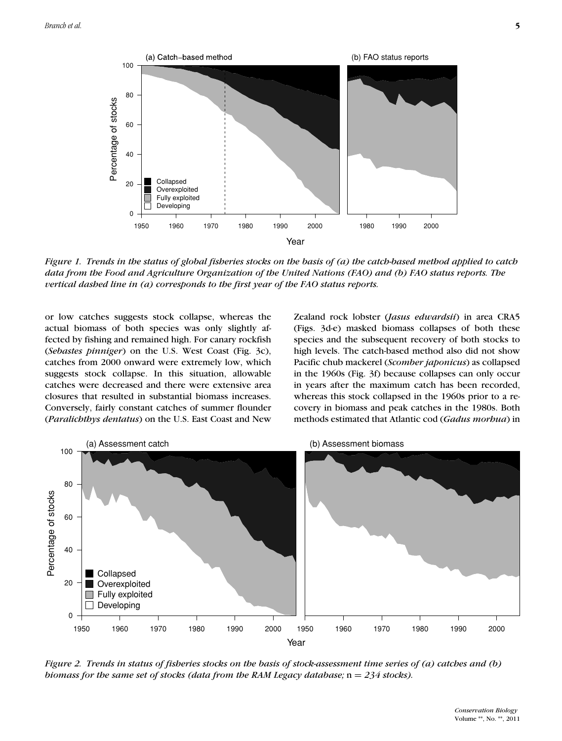*Figure 1. Trends in the status of global fisheries stocks on the basis of (a) the catch-based method applied to catch data from the Food and Agriculture Organization of the United Nations (FAO) and (b) FAO status reports. The vertical dashed line in (a) corresponds to the first year of the FAO status reports.*

or low catches suggests stock collapse, whereas the actual biomass of both species was only slightly affected by fishing and remained high. For canary rockfish (*Sebastes pinniger*) on the U.S. West Coast (Fig. 3c), catches from 2000 onward were extremely low, which suggests stock collapse. In this situation, allowable catches were decreased and there were extensive area closures that resulted in substantial biomass increases. Conversely, fairly constant catches of summer flounder (*Paralichthys dentatus*) on the U.S. East Coast and New Zealand rock lobster (*Jasus edwardsii*) in area CRA5 (Figs. 3d-e) masked biomass collapses of both these species and the subsequent recovery of both stocks to high levels. The catch-based method also did not show Pacific chub mackerel (*Scomber japonicus*) as collapsed in the 1960s (Fig. 3f) because collapses can only occur in years after the maximum catch has been recorded, whereas this stock collapsed in the 1960s prior to a recovery in biomass and peak catches in the 1980s. Both methods estimated that Atlantic cod (*Gadus morhua*) in

*Figure 2. Trends in status of fisheries stocks on the basis of stock-assessment time series of (a) catches and (b) biomass for the same set of stocks (data from the RAM Legacy database;* n = *234 stocks).*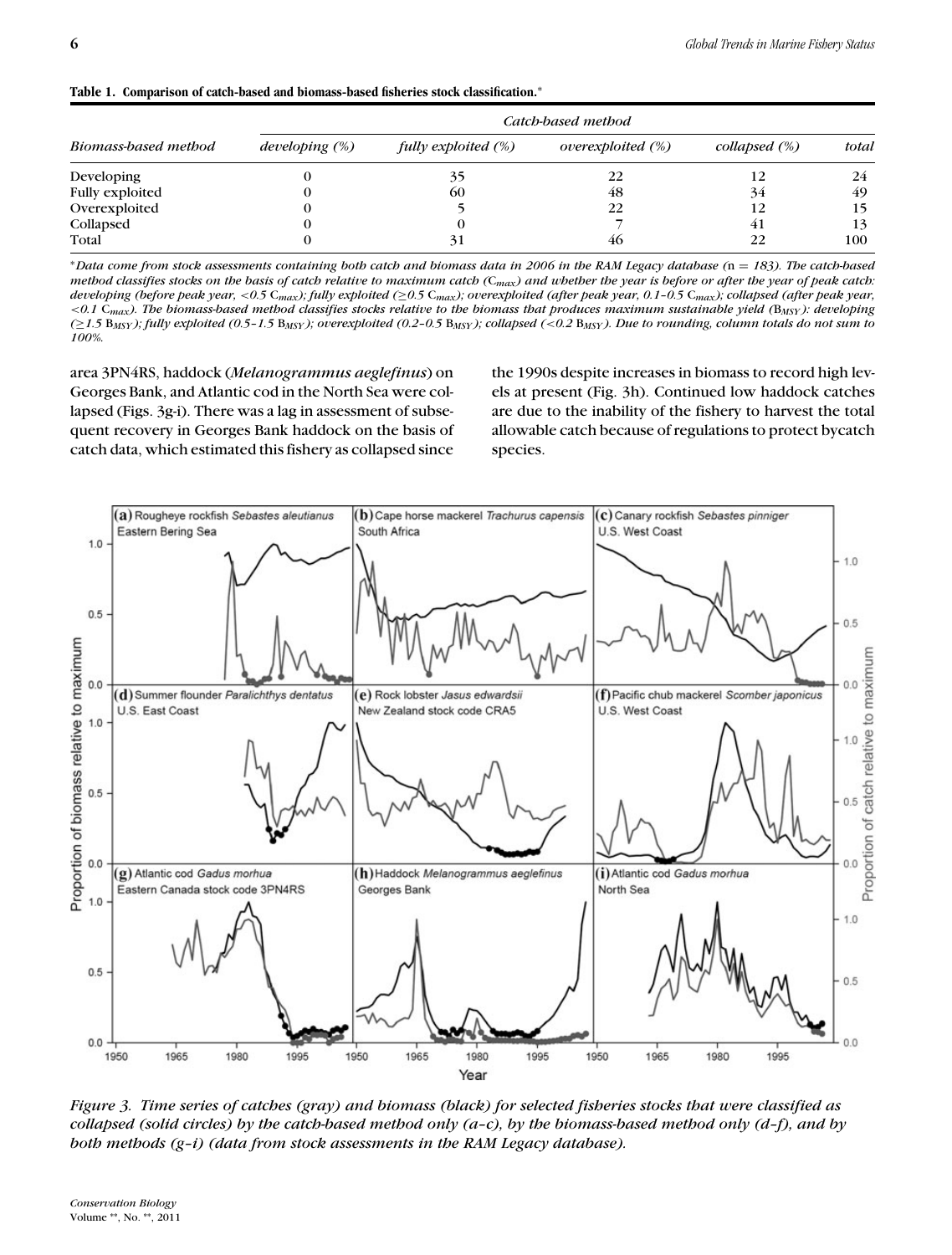**Table 1. Comparison of catch-based and biomass-based fisheries stock classification.***

| Biomass-based method | Catch-based method | | | | |
|---|---|---|---|---|---|
| | *developing (%)* | *fully exploited (%)* | *overexploited (%)* | *collapsed (%)* | *total* |
| Developing | 0 | 35 | 22 | 12 | 24 |
| Fully exploited | 0 | 60 | 48 | 34 | 49 |
| Overexploited | 0 | 5 | 22 | 12 | 15 |
| Collapsed | 0 | 0 | 7 | 41 | 13 |
| Total | 0 | 31 | 46 | 22 | 100 |

**Data come from stock assessments containing both catch and biomass data in 2006 in the RAM Legacy database (n = 183). The catch-based method classifies stocks on the basis of catch relative to maximum catch ($C_{max}$) and whether the year is before or after the year of peak catch: developing (before peak year, <0.5 $C_{max}$); fully exploited (≥0.5 $C_{max}$); overexploited (after peak year, 0.1–0.5 $C_{max}$); collapsed (after peak year, <0.1 $C_{max}$). The biomass-based method classifies stocks relative to the biomass that produces maximum sustainable yield ($B_{MSY}$): developing (≥1.5 $B_{MSY}$); fully exploited (0.5–1.5 $B_{MSY}$); overexploited (0.2–0.5 $B_{MSY}$); collapsed (<0.2 $B_{MSY}$). Due to rounding, column totals do not sum to 100%.*

area 3PN4RS, haddock (*Melanogrammus aeglefinus*) on Georges Bank, and Atlantic cod in the North Sea were collapsed (Figs. 3g-i). There was a lag in assessment of subsequent recovery in Georges Bank haddock on the basis of catch data, which estimated this fishery as collapsed since the 1990s despite increases in biomass to record high levels at present (Fig. 3h). Continued low haddock catches are due to the inability of the fishery to harvest the total allowable catch because of regulations to protect bycatch species.

*Figure 3. Time series of catches (gray) and biomass (black) for selected fisheries stocks that were classified as collapsed (solid circles) by the catch-based method only (a–c), by the biomass-based method only (d–f), and by both methods (g–i) (data from stock assessments in the RAM Legacy database).*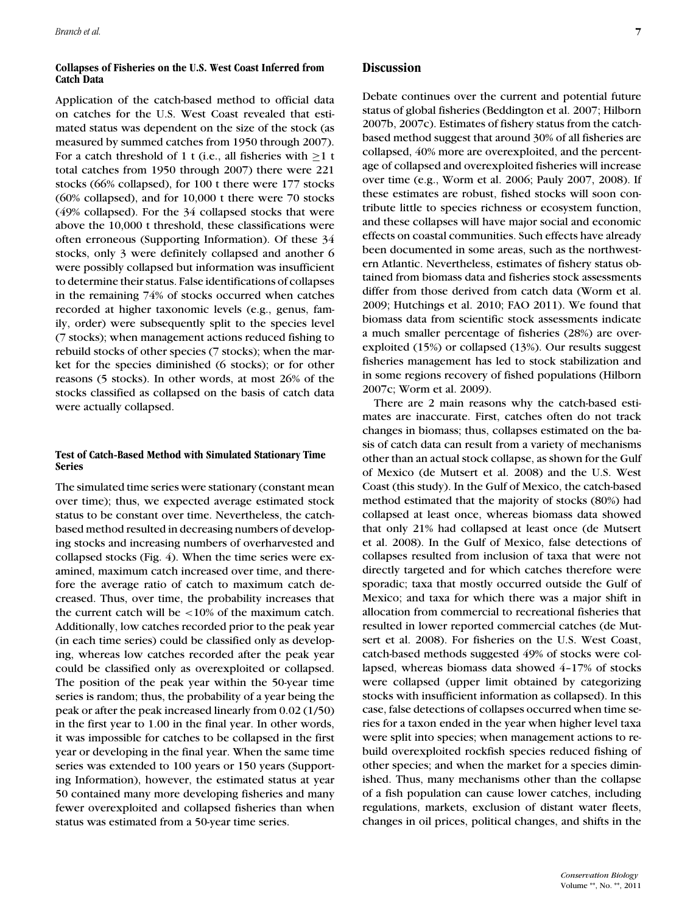### Collapses of Fisheries on the U.S. West Coast Inferred from Catch Data

Application of the catch-based method to official data on catches for the U.S. West Coast revealed that estimated status was dependent on the size of the stock (as measured by summed catches from 1950 through 2007). For a catch threshold of 1 t (i.e., all fisheries with $\geq$1 t total catches from 1950 through 2007) there were 221 stocks (66% collapsed), for 100 t there were 177 stocks (60% collapsed), and for 10,000 t there were 70 stocks (49% collapsed). For the 34 collapsed stocks that were above the 10,000 t threshold, these classifications were often erroneous (Supporting Information). Of these 34 stocks, only 3 were definitely collapsed and another 6 were possibly collapsed but information was insufficient to determine their status. False identifications of collapses in the remaining 74% of stocks occurred when catches recorded at higher taxonomic levels (e.g., genus, family, order) were subsequently split to the species level (7 stocks); when management actions reduced fishing to rebuild stocks of other species (7 stocks); when the market for the species diminished (6 stocks); or for other reasons (5 stocks). In other words, at most 26% of the stocks classified as collapsed on the basis of catch data were actually collapsed.

### Test of Catch-Based Method with Simulated Stationary Time Series

The simulated time series were stationary (constant mean over time); thus, we expected average estimated stock status to be constant over time. Nevertheless, the catch-based method resulted in decreasing numbers of developing stocks and increasing numbers of overharvested and collapsed stocks (Fig. 4). When the time series were examined, maximum catch increased over time, and therefore the average ratio of catch to maximum catch decreased. Thus, over time, the probability increases that the current catch will be <10% of the maximum catch. Additionally, low catches recorded prior to the peak year (in each time series) could be classified only as developing, whereas low catches recorded after the peak year could be classified only as overexploited or collapsed. The position of the peak year within the 50-year time series is random; thus, the probability of a year being the peak or after the peak increased linearly from 0.02 (1/50) in the first year to 1.00 in the final year. In other words, it was impossible for catches to be collapsed in the first year or developing in the final year. When the same time series was extended to 100 years or 150 years (Supporting Information), however, the estimated status at year 50 contained many more developing fisheries and many fewer overexploited and collapsed fisheries than when status was estimated from a 50-year time series.

## Discussion

Debate continues over the current and potential future status of global fisheries (Beddington et al. 2007; Hilborn 2007b, 2007c). Estimates of fishery status from the catch-based method suggest that around 30% of all fisheries are collapsed, 40% more are overexploited, and the percentage of collapsed and overexploited fisheries will increase over time (e.g., Worm et al. 2006; Pauly 2007, 2008). If these estimates are robust, fished stocks will soon contribute little to species richness or ecosystem function, and these collapses will have major social and economic effects on coastal communities. Such effects have already been documented in some areas, such as the northwestern Atlantic. Nevertheless, estimates of fishery status obtained from biomass data and fisheries stock assessments differ from those derived from catch data (Worm et al. 2009; Hutchings et al. 2010; FAO 2011). We found that biomass data from scientific stock assessments indicate a much smaller percentage of fisheries (28%) are overexploited (15%) or collapsed (13%). Our results suggest fisheries management has led to stock stabilization and in some regions recovery of fished populations (Hilborn 2007c; Worm et al. 2009).

There are 2 main reasons why the catch-based estimates are inaccurate. First, catches often do not track changes in biomass; thus, collapses estimated on the basis of catch data can result from a variety of mechanisms other than an actual stock collapse, as shown for the Gulf of Mexico (de Mutsert et al. 2008) and the U.S. West Coast (this study). In the Gulf of Mexico, the catch-based method estimated that the majority of stocks (80%) had collapsed at least once, whereas biomass data showed that only 21% had collapsed at least once (de Mutsert et al. 2008). In the Gulf of Mexico, false detections of collapses resulted from inclusion of taxa that were not directly targeted and for which catches therefore were sporadic; taxa that mostly occurred outside the Gulf of Mexico; and taxa for which there was a major shift in allocation from commercial to recreational fisheries that resulted in lower reported commercial catches (de Mutsert et al. 2008). For fisheries on the U.S. West Coast, catch-based methods suggested 49% of stocks were collapsed, whereas biomass data showed 4–17% of stocks were collapsed (upper limit obtained by categorizing stocks with insufficient information as collapsed). In this case, false detections of collapses occurred when time series for a taxon ended in the year when higher level taxa were split into species; when management actions to rebuild overexploited rockfish species reduced fishing of other species; and when the market for a species diminished. Thus, many mechanisms other than the collapse of a fish population can cause lower catches, including regulations, markets, exclusion of distant water fleets, changes in oil prices, political changes, and shifts in the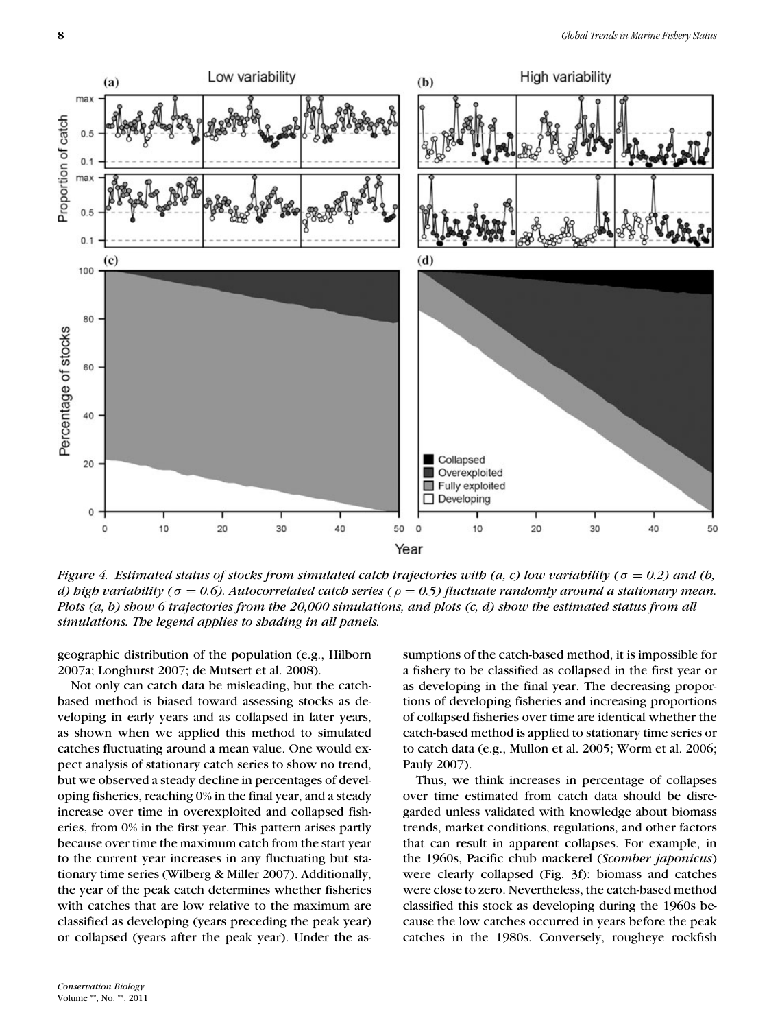*Figure 4. Estimated status of stocks from simulated catch trajectories with (a, c) low variability ($\sigma = 0.2$) and (b, d) high variability ($\sigma = 0.6$). Autocorrelated catch series ($\rho = 0.5$) fluctuate randomly around a stationary mean. Plots (a, b) show 6 trajectories from the 20,000 simulations, and plots (c, d) show the estimated status from all simulations. The legend applies to shading in all panels.*

geographic distribution of the population (e.g., Hilborn 2007a; Longhurst 2007; de Mutsert et al. 2008).

Not only can catch data be misleading, but the catch-based method is biased toward assessing stocks as developing in early years and as collapsed in later years, as shown when we applied this method to simulated catches fluctuating around a mean value. One would expect analysis of stationary catch series to show no trend, but we observed a steady decline in percentages of developing fisheries, reaching 0% in the final year, and a steady increase over time in overexploited and collapsed fisheries, from 0% in the first year. This pattern arises partly because over time the maximum catch from the start year to the current year increases in any fluctuating but stationary time series (Wilberg & Miller 2007). Additionally, the year of the peak catch determines whether fisheries with catches that are low relative to the maximum are classified as developing (years preceding the peak year) or collapsed (years after the peak year). Under the assumptions of the catch-based method, it is impossible for a fishery to be classified as collapsed in the first year or as developing in the final year. The decreasing proportions of developing fisheries and increasing proportions of collapsed fisheries over time are identical whether the catch-based method is applied to stationary time series or to catch data (e.g., Mullon et al. 2005; Worm et al. 2006; Pauly 2007).

Thus, we think increases in percentage of collapses over time estimated from catch data should be disregarded unless validated with knowledge about biomass trends, market conditions, regulations, and other factors that can result in apparent collapses. For example, in the 1960s, Pacific chub mackerel (*Scomber japonicus*) were clearly collapsed (Fig. 3f): biomass and catches were close to zero. Nevertheless, the catch-based method classified this stock as developing during the 1960s because the low catches occurred in years before the peak catches in the 1980s. Conversely, rougheye rockfish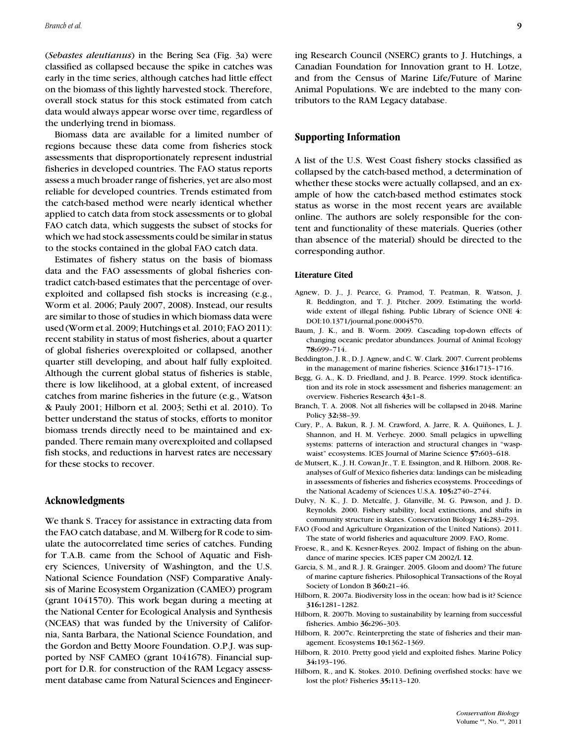(*Sebastes aleutianus*) in the Bering Sea (Fig. 3a) were classified as collapsed because the spike in catches was early in the time series, although catches had little effect on the biomass of this lightly harvested stock. Therefore, overall stock status for this stock estimated from catch data would always appear worse over time, regardless of the underlying trend in biomass.

Biomass data are available for a limited number of regions because these data come from fisheries stock assessments that disproportionately represent industrial fisheries in developed countries. The FAO status reports assess a much broader range of fisheries, yet are also most reliable for developed countries. Trends estimated from the catch-based method were nearly identical whether applied to catch data from stock assessments or to global FAO catch data, which suggests the subset of stocks for which we had stock assessments could be similar in status to the stocks contained in the global FAO catch data.

Estimates of fishery status on the basis of biomass data and the FAO assessments of global fisheries contradict catch-based estimates that the percentage of overexploited and collapsed fish stocks is increasing (e.g., Worm et al. 2006; Pauly 2007, 2008). Instead, our results are similar to those of studies in which biomass data were used (Worm et al. 2009; Hutchings et al. 2010; FAO 2011): recent stability in status of most fisheries, about a quarter of global fisheries overexploited or collapsed, another quarter still developing, and about half fully exploited. Although the current global status of fisheries is stable, there is low likelihood, at a global extent, of increased catches from marine fisheries in the future (e.g., Watson & Pauly 2001; Hilborn et al. 2003; Sethi et al. 2010). To better understand the status of stocks, efforts to monitor biomass trends directly need to be maintained and expanded. There remain many overexploited and collapsed fish stocks, and reductions in harvest rates are necessary for these stocks to recover.

## Acknowledgments

We thank S. Tracey for assistance in extracting data from the FAO catch database, and M. Wilberg for R code to simulate the autocorrelated time series of catches. Funding for T.A.B. came from the School of Aquatic and Fishery Sciences, University of Washington, and the U.S. National Science Foundation (NSF) Comparative Analysis of Marine Ecosystem Organization (CAMEO) program (grant 1041570). This work began during a meeting at the National Center for Ecological Analysis and Synthesis (NCEAS) that was funded by the University of California, Santa Barbara, the National Science Foundation, and the Gordon and Betty Moore Foundation. O.P.J. was supported by NSF CAMEO (grant 1041678). Financial support for D.R. for construction of the RAM Legacy assessment database came from Natural Sciences and Engineering Research Council (NSERC) grants to J. Hutchings, a Canadian Foundation for Innovation grant to H. Lotze, and from the Census of Marine Life/Future of Marine Animal Populations. We are indebted to the many contributors to the RAM Legacy database.

## Supporting Information

A list of the U.S. West Coast fishery stocks classified as collapsed by the catch-based method, a determination of whether these stocks were actually collapsed, and an example of how the catch-based method estimates stock status as worse in the most recent years are available online. The authors are solely responsible for the content and functionality of these materials. Queries (other than absence of the material) should be directed to the corresponding author.

### Literature Cited

Agnew, D. J., J. Pearce, G. Pramod, T. Peatman, R. Watson, J. R. Beddington, and T. J. Pitcher. 2009. Estimating the worldwide extent of illegal fishing. Public Library of Science ONE **4**: DOI:10.1371/journal.pone.0004570.

Baum, J. K., and B. Worm. 2009. Cascading top-down effects of changing oceanic predator abundances. Journal of Animal Ecology **78:**699–714.

Beddington, J. R., D. J. Agnew, and C. W. Clark. 2007. Current problems in the management of marine fisheries. Science **316:**1713–1716.

Begg, G. A., K. D. Friedland, and J. B. Pearce. 1999. Stock identification and its role in stock assessment and fisheries management: an overview. Fisheries Research **43:**1–8.

Branch, T. A. 2008. Not all fisheries will be collapsed in 2048. Marine Policy **32:**38–39.

Cury, P., A. Bakun, R. J. M. Crawford, A. Jarre, R. A. Quiñones, L. J. Shannon, and H. M. Verheye. 2000. Small pelagics in upwelling systems: patterns of interaction and structural changes in "wasp-waist" ecosystems. ICES Journal of Marine Science **57:**603–618.

de Mutsert, K., J. H. Cowan Jr., T. E. Essington, and R. Hilborn. 2008. Reanalyses of Gulf of Mexico fisheries data: landings can be misleading in assessments of fisheries and fisheries ecosystems. Proceedings of the National Academy of Sciences U.S.A. **105:**2740–2744.

Dulvy, N. K., J. D. Metcalfe, J. Glanville, M. G. Pawson, and J. D. Reynolds. 2000. Fishery stability, local extinctions, and shifts in community structure in skates. Conservation Biology **14:**283–293.

FAO (Food and Agriculture Organization of the United Nations). 2011. The state of world fisheries and aquaculture 2009. FAO, Rome.

Froese, R., and K. Kesner-Reyes. 2002. Impact of fishing on the abundance of marine species. ICES paper CM 2002/L **12**.

Garcia, S. M., and R. J. R. Grainger. 2005. Gloom and doom? The future of marine capture fisheries. Philosophical Transactions of the Royal Society of London B **360:**21–46.

Hilborn, R. 2007a. Biodiversity loss in the ocean: how bad is it? Science **316:**1281–1282.

Hilborn, R. 2007b. Moving to sustainability by learning from successful fisheries. Ambio **36:**296–303.

Hilborn, R. 2007c. Reinterpreting the state of fisheries and their management. Ecosystems **10:**1362–1369.

Hilborn, R. 2010. Pretty good yield and exploited fishes. Marine Policy **34:**193–196.

Hilborn, R., and K. Stokes. 2010. Defining overfished stocks: have we lost the plot? Fisheries **35:**113–120.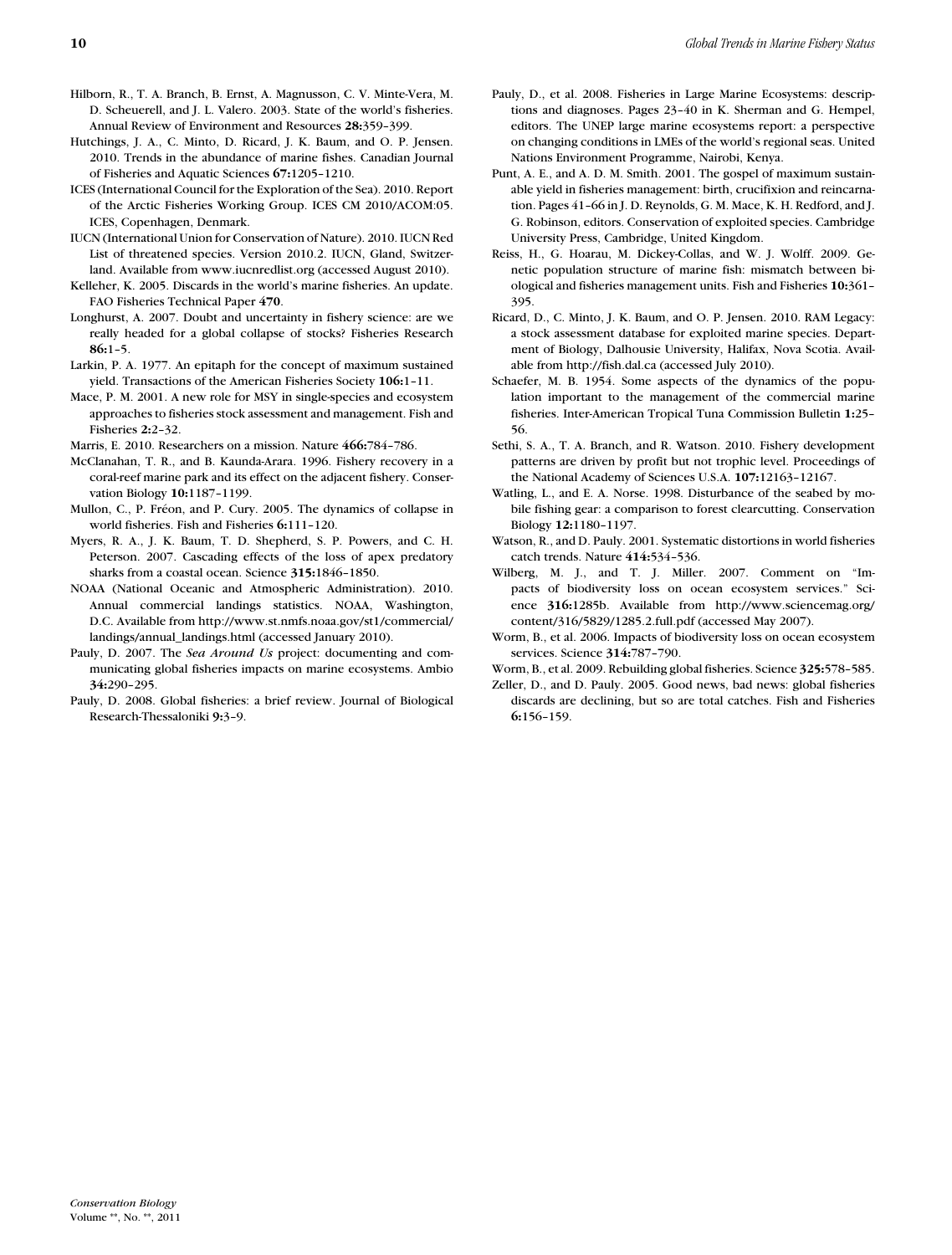Hilborn, R., T. A. Branch, B. Ernst, A. Magnusson, C. V. Minte-Vera, M. D. Scheuerell, and J. L. Valero. 2003. State of the world's fisheries. Annual Review of Environment and Resources **28:**359–399.

Hutchings, J. A., C. Minto, D. Ricard, J. K. Baum, and O. P. Jensen. 2010. Trends in the abundance of marine fishes. Canadian Journal of Fisheries and Aquatic Sciences **67:**1205–1210.

ICES (International Council for the Exploration of the Sea). 2010. Report of the Arctic Fisheries Working Group. ICES CM 2010/ACOM:05. ICES, Copenhagen, Denmark.

IUCN (International Union for Conservation of Nature). 2010. IUCN Red List of threatened species. Version 2010.2. IUCN, Gland, Switzerland. Available from www.iucnredlist.org (accessed August 2010).

Kelleher, K. 2005. Discards in the world's marine fisheries. An update. FAO Fisheries Technical Paper **470**.

Longhurst, A. 2007. Doubt and uncertainty in fishery science: are we really headed for a global collapse of stocks? Fisheries Research **86:**1–5.

Larkin, P. A. 1977. An epitaph for the concept of maximum sustained yield. Transactions of the American Fisheries Society **106:**1–11.

Mace, P. M. 2001. A new role for MSY in single-species and ecosystem approaches to fisheries stock assessment and management. Fish and Fisheries **2:**2–32.

Marris, E. 2010. Researchers on a mission. Nature **466:**784–786.

McClanahan, T. R., and B. Kaunda-Arara. 1996. Fishery recovery in a coral-reef marine park and its effect on the adjacent fishery. Conservation Biology **10:**1187–1199.

Mullon, C., P. Fréon, and P. Cury. 2005. The dynamics of collapse in world fisheries. Fish and Fisheries **6:**111–120.

Myers, R. A., J. K. Baum, T. D. Shepherd, S. P. Powers, and C. H. Peterson. 2007. Cascading effects of the loss of apex predatory sharks from a coastal ocean. Science **315:**1846–1850.

NOAA (National Oceanic and Atmospheric Administration). 2010. Annual commercial landings statistics. NOAA, Washington, D.C. Available from http://www.st.nmfs.noaa.gov/st1/commercial/landings/annual_landings.html (accessed January 2010).

Pauly, D. 2007. The *Sea Around Us* project: documenting and communicating global fisheries impacts on marine ecosystems. Ambio **34:**290–295.

Pauly, D. 2008. Global fisheries: a brief review. Journal of Biological Research-Thessaloniki **9:**3–9.

Pauly, D., et al. 2008. Fisheries in Large Marine Ecosystems: descriptions and diagnoses. Pages 23–40 in K. Sherman and G. Hempel, editors. The UNEP large marine ecosystems report: a perspective on changing conditions in LMEs of the world's regional seas. United Nations Environment Programme, Nairobi, Kenya.

Punt, A. E., and A. D. M. Smith. 2001. The gospel of maximum sustainable yield in fisheries management: birth, crucifixion and reincarnation. Pages 41–66 in J. D. Reynolds, G. M. Mace, K. H. Redford, and J. G. Robinson, editors. Conservation of exploited species. Cambridge University Press, Cambridge, United Kingdom.

Reiss, H., G. Hoarau, M. Dickey-Collas, and W. J. Wolff. 2009. Genetic population structure of marine fish: mismatch between biological and fisheries management units. Fish and Fisheries **10:**361–395.

Ricard, D., C. Minto, J. K. Baum, and O. P. Jensen. 2010. RAM Legacy: a stock assessment database for exploited marine species. Department of Biology, Dalhousie University, Halifax, Nova Scotia. Available from http://fish.dal.ca (accessed July 2010).

Schaefer, M. B. 1954. Some aspects of the dynamics of the population important to the management of the commercial marine fisheries. Inter-American Tropical Tuna Commission Bulletin **1:**25–56.

Sethi, S. A., T. A. Branch, and R. Watson. 2010. Fishery development patterns are driven by profit but not trophic level. Proceedings of the National Academy of Sciences U.S.A. **107:**12163–12167.

Watling, L., and E. A. Norse. 1998. Disturbance of the seabed by mobile fishing gear: a comparison to forest clearcutting. Conservation Biology **12:**1180–1197.

Watson, R., and D. Pauly. 2001. Systematic distortions in world fisheries catch trends. Nature **414:**534–536.

Wilberg, M. J., and T. J. Miller. 2007. Comment on "Impacts of biodiversity loss on ocean ecosystem services." Science **316:**1285b. Available from http://www.sciencemag.org/content/316/5829/1285.2.full.pdf (accessed May 2007).

Worm, B., et al. 2006. Impacts of biodiversity loss on ocean ecosystem services. Science **314:**787–790.

Worm, B., et al. 2009. Rebuilding global fisheries. Science **325:**578–585.

Zeller, D., and D. Pauly. 2005. Good news, bad news: global fisheries discards are declining, but so are total catches. Fish and Fisheries **6:**156–159.